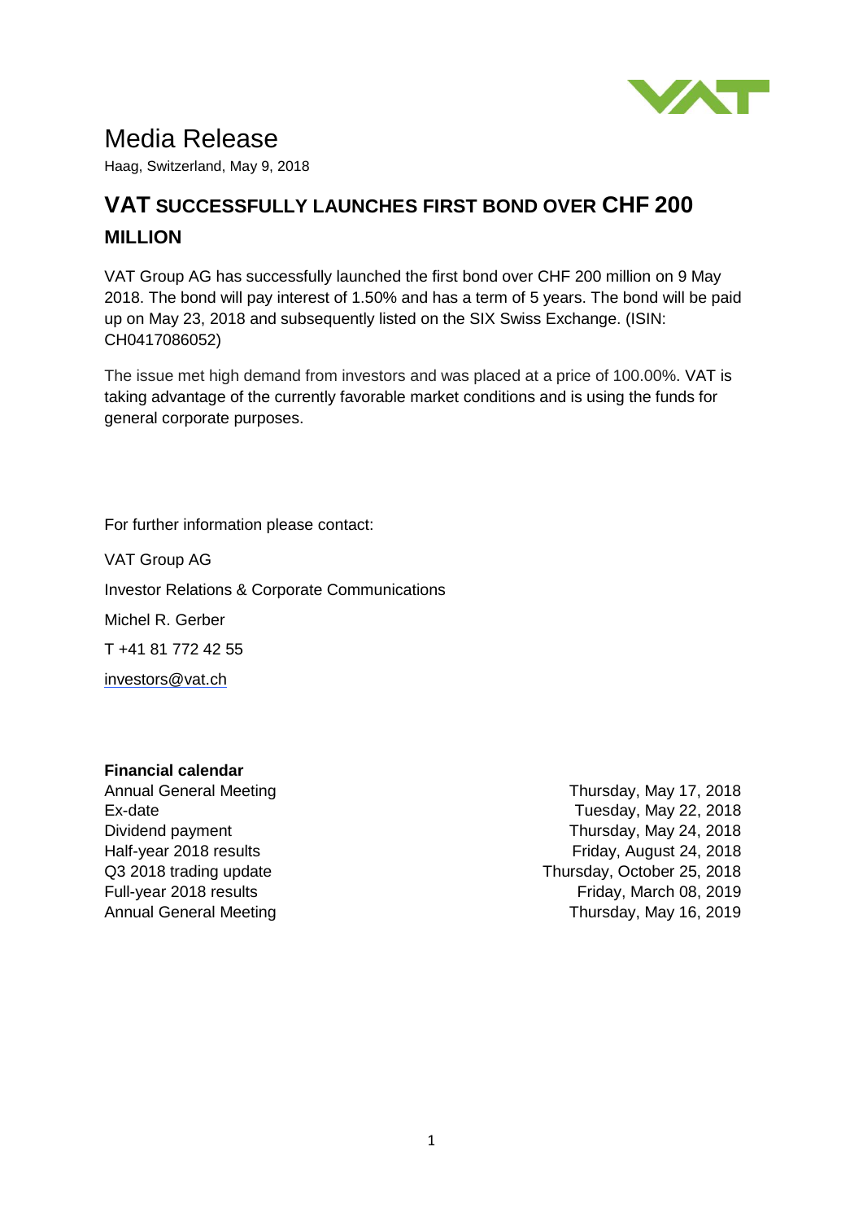# Media Release

Haag, Switzerland, May 9, 2018

## VAT SUCCESSFULLY LAUNCHES FIRST BOND OVER CHF 200 MILLION

VAT Group AG has successfully launched the first bond over CHF 200 million on 9 May 2018. The bond will pay interest of 1.50% and has a term of 5 years. The bond will be paid up on May 23, 2018 and subsequently listed on the SIX Swiss Exchange. (ISIN: CH0417086052)

The issue met high demand from investors and was placed at a price of 100.00%. VAT is taking advantage of the currently favorable market conditions and is using the funds for general corporate purposes.

For further information please contact:

VAT Group AG

Investor Relations & Corporate Communications

Michel R. Gerber

T +41 81 772 42 55

investors@vat.ch

**Financial calendar**

| | |
|---|---|
| Annual General Meeting | Thursday, May 17, 2018 |
| Ex-date | Tuesday, May 22, 2018 |
| Dividend payment | Thursday, May 24, 2018 |
| Half-year 2018 results | Friday, August 24, 2018 |
| Q3 2018 trading update | Thursday, October 25, 2018 |
| Full-year 2018 results | Friday, March 08, 2019 |
| Annual General Meeting | Thursday, May 16, 2019 |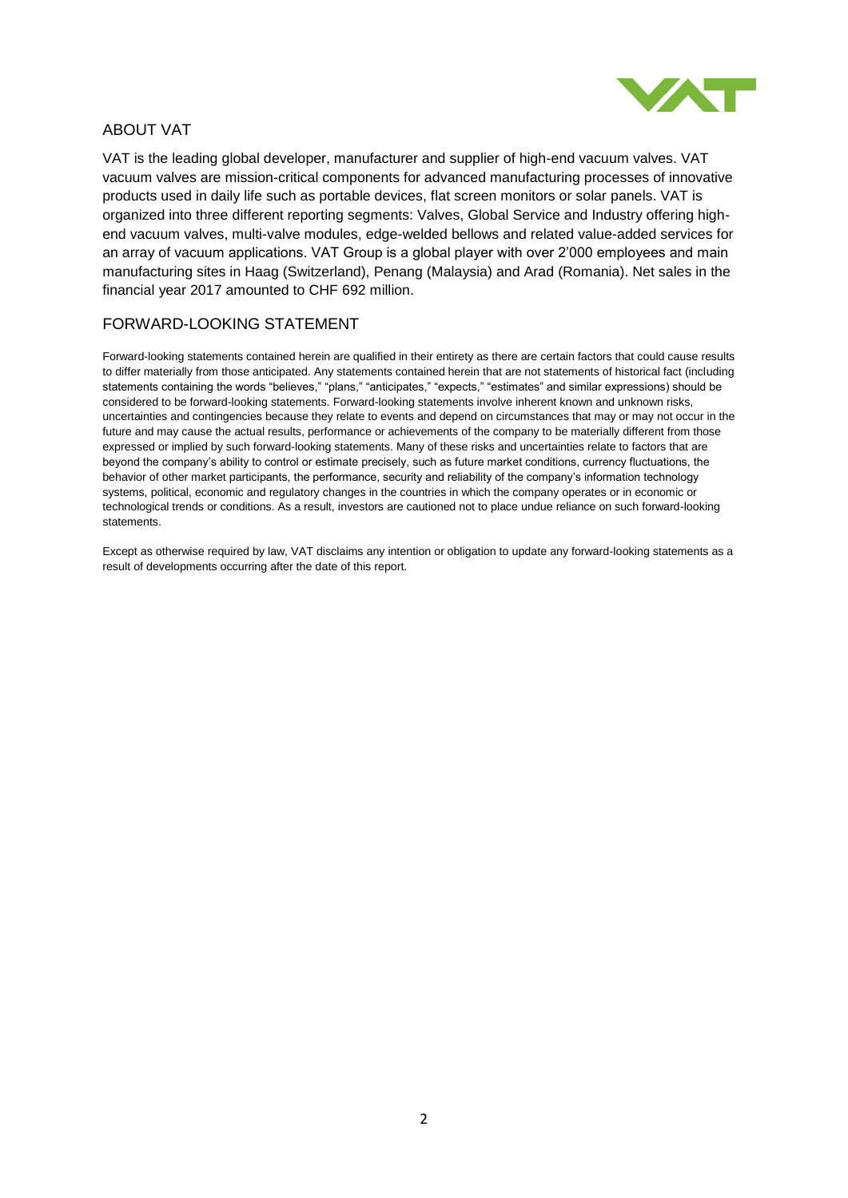## ABOUT VAT

VAT is the leading global developer, manufacturer and supplier of high-end vacuum valves. VAT vacuum valves are mission-critical components for advanced manufacturing processes of innovative products used in daily life such as portable devices, flat screen monitors or solar panels. VAT is organized into three different reporting segments: Valves, Global Service and Industry offering high-end vacuum valves, multi-valve modules, edge-welded bellows and related value-added services for an array of vacuum applications. VAT Group is a global player with over 2'000 employees and main manufacturing sites in Haag (Switzerland), Penang (Malaysia) and Arad (Romania). Net sales in the financial year 2017 amounted to CHF 692 million.

## FORWARD-LOOKING STATEMENT

Forward-looking statements contained herein are qualified in their entirety as there are certain factors that could cause results to differ materially from those anticipated. Any statements contained herein that are not statements of historical fact (including statements containing the words "believes," "plans," "anticipates," "expects," "estimates" and similar expressions) should be considered to be forward-looking statements. Forward-looking statements involve inherent known and unknown risks, uncertainties and contingencies because they relate to events and depend on circumstances that may or may not occur in the future and may cause the actual results, performance or achievements of the company to be materially different from those expressed or implied by such forward-looking statements. Many of these risks and uncertainties relate to factors that are beyond the company's ability to control or estimate precisely, such as future market conditions, currency fluctuations, the behavior of other market participants, the performance, security and reliability of the company's information technology systems, political, economic and regulatory changes in the countries in which the company operates or in economic or technological trends or conditions. As a result, investors are cautioned not to place undue reliance on such forward-looking statements.

Except as otherwise required by law, VAT disclaims any intention or obligation to update any forward-looking statements as a result of developments occurring after the date of this report.